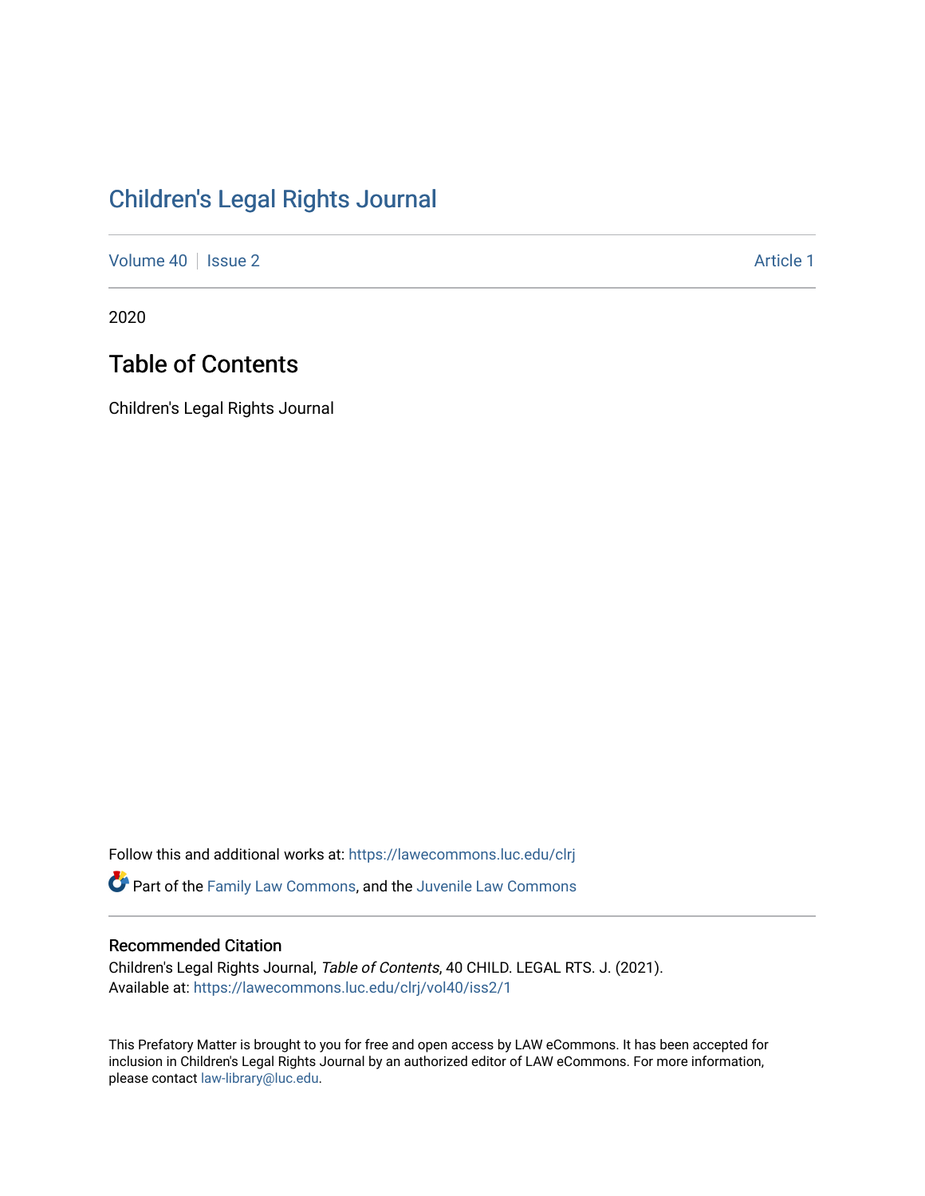# Children's Legal Rights Journal

Volume 40 | Issue 2 Article 1

2020

## Table of Contents

Children's Legal Rights Journal

Follow this and additional works at: https://lawecommons.luc.edu/clrj

Part of the Family Law Commons, and the Juvenile Law Commons

### Recommended Citation

Children's Legal Rights Journal, *Table of Contents*, 40 CHILD. LEGAL RTS. J. (2021).
Available at: https://lawecommons.luc.edu/clrj/vol40/iss2/1

This Prefatory Matter is brought to you for free and open access by LAW eCommons. It has been accepted for inclusion in Children's Legal Rights Journal by an authorized editor of LAW eCommons. For more information, please contact law-library@luc.edu.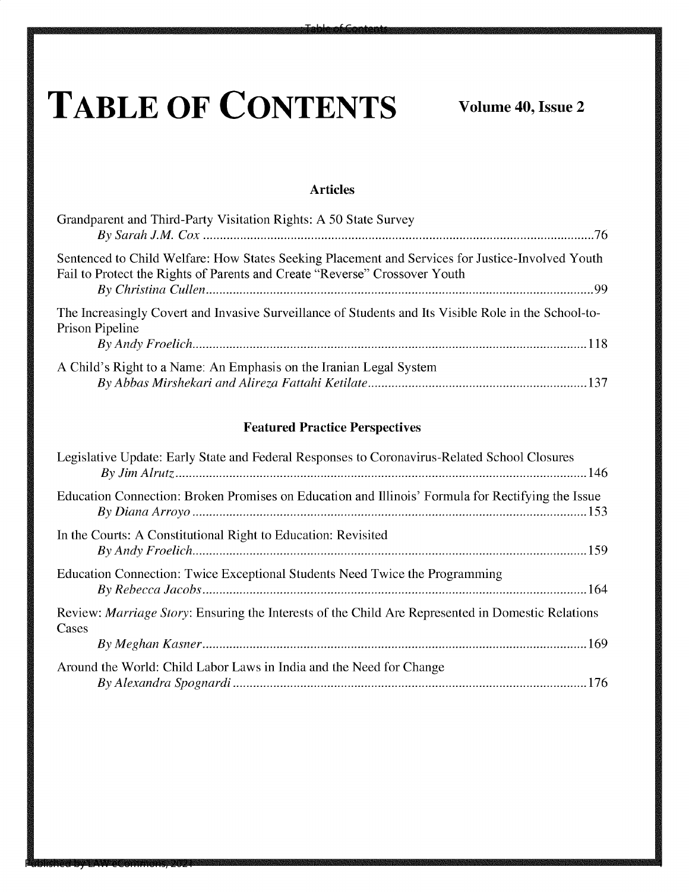# TABLE OF CONTENTS

**Volume 40, Issue 2**

## Articles

Grandparent and Third-Party Visitation Rights: A 50 State Survey
*By Sarah J.M. Cox* .......... 76

Sentenced to Child Welfare: How States Seeking Placement and Services for Justice-Involved Youth Fail to Protect the Rights of Parents and Create "Reverse" Crossover Youth
*By Christina Cullen* .......... 99

The Increasingly Covert and Invasive Surveillance of Students and Its Visible Role in the School-to-Prison Pipeline
*By Andy Froelich* .......... 118

A Child's Right to a Name: An Emphasis on the Iranian Legal System
*By Abbas Mirshekari and Alireza Fattahi Ketilate* .......... 137

## Featured Practice Perspectives

Legislative Update: Early State and Federal Responses to Coronavirus-Related School Closures
*By Jim Alrutz* .......... 146

Education Connection: Broken Promises on Education and Illinois' Formula for Rectifying the Issue
*By Diana Arroyo* .......... 153

In the Courts: A Constitutional Right to Education: Revisited
*By Andy Froelich* .......... 159

Education Connection: Twice Exceptional Students Need Twice the Programming
*By Rebecca Jacobs* .......... 164

Review: *Marriage Story*: Ensuring the Interests of the Child Are Represented in Domestic Relations Cases
*By Meghan Kasner* .......... 169

Around the World: Child Labor Laws in India and the Need for Change
*By Alexandra Spognardi* .......... 176